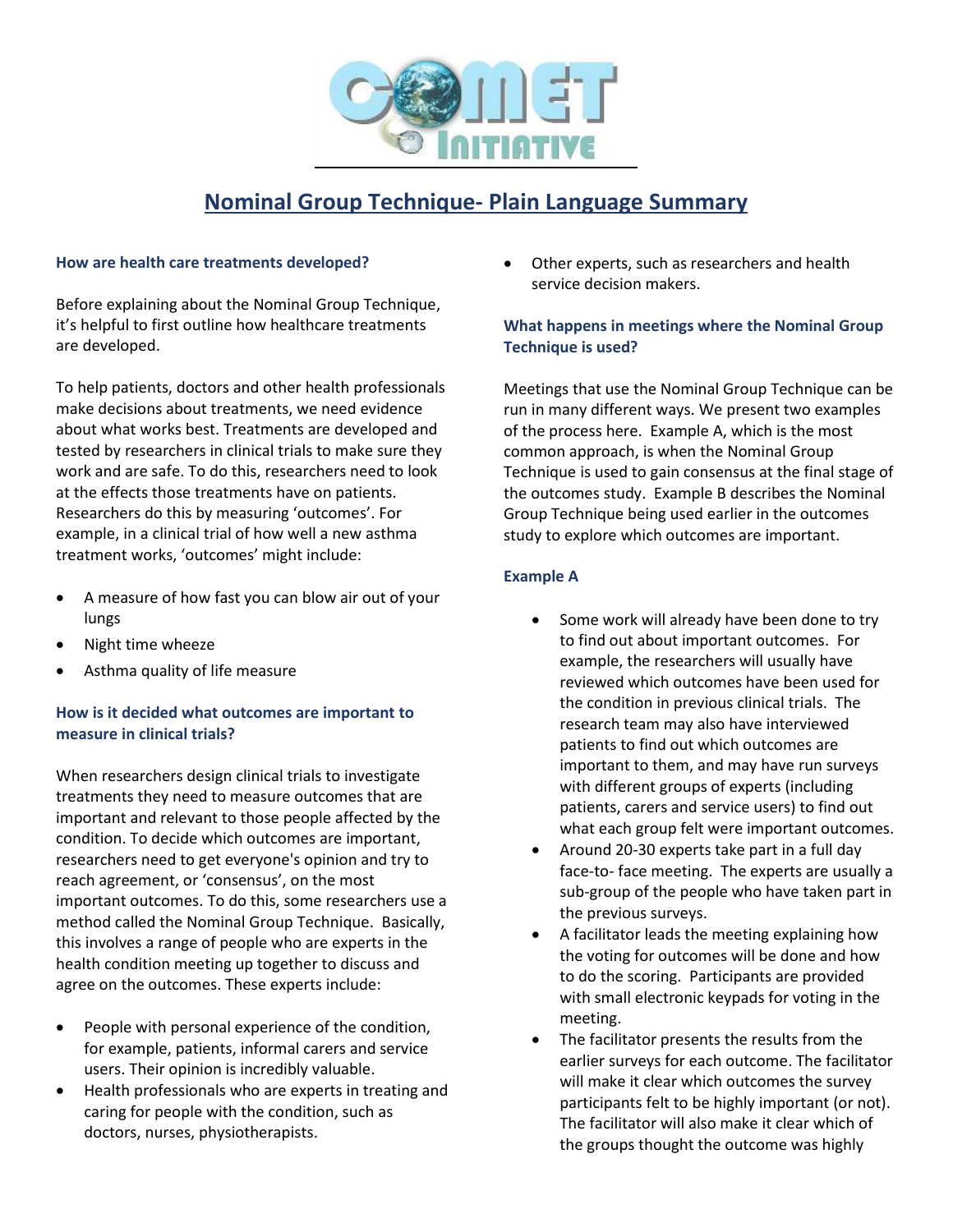# Nominal Group Technique- Plain Language Summary

### How are health care treatments developed?

Before explaining about the Nominal Group Technique, it's helpful to first outline how healthcare treatments are developed.

To help patients, doctors and other health professionals make decisions about treatments, we need evidence about what works best. Treatments are developed and tested by researchers in clinical trials to make sure they work and are safe. To do this, researchers need to look at the effects those treatments have on patients. Researchers do this by measuring 'outcomes'. For example, in a clinical trial of how well a new asthma treatment works, 'outcomes' might include:

- A measure of how fast you can blow air out of your lungs
- Night time wheeze
- Asthma quality of life measure

### How is it decided what outcomes are important to measure in clinical trials?

When researchers design clinical trials to investigate treatments they need to measure outcomes that are important and relevant to those people affected by the condition. To decide which outcomes are important, researchers need to get everyone's opinion and try to reach agreement, or 'consensus', on the most important outcomes. To do this, some researchers use a method called the Nominal Group Technique. Basically, this involves a range of people who are experts in the health condition meeting up together to discuss and agree on the outcomes. These experts include:

- People with personal experience of the condition, for example, patients, informal carers and service users. Their opinion is incredibly valuable.
- Health professionals who are experts in treating and caring for people with the condition, such as doctors, nurses, physiotherapists.
- Other experts, such as researchers and health service decision makers.

### What happens in meetings where the Nominal Group Technique is used?

Meetings that use the Nominal Group Technique can be run in many different ways. We present two examples of the process here. Example A, which is the most common approach, is when the Nominal Group Technique is used to gain consensus at the final stage of the outcomes study. Example B describes the Nominal Group Technique being used earlier in the outcomes study to explore which outcomes are important.

### Example A

- Some work will already have been done to try to find out about important outcomes. For example, the researchers will usually have reviewed which outcomes have been used for the condition in previous clinical trials. The research team may also have interviewed patients to find out which outcomes are important to them, and may have run surveys with different groups of experts (including patients, carers and service users) to find out what each group felt were important outcomes.
- Around 20-30 experts take part in a full day face-to- face meeting. The experts are usually a sub-group of the people who have taken part in the previous surveys.
- A facilitator leads the meeting explaining how the voting for outcomes will be done and how to do the scoring. Participants are provided with small electronic keypads for voting in the meeting.
- The facilitator presents the results from the earlier surveys for each outcome. The facilitator will make it clear which outcomes the survey participants felt to be highly important (or not). The facilitator will also make it clear which of the groups thought the outcome was highly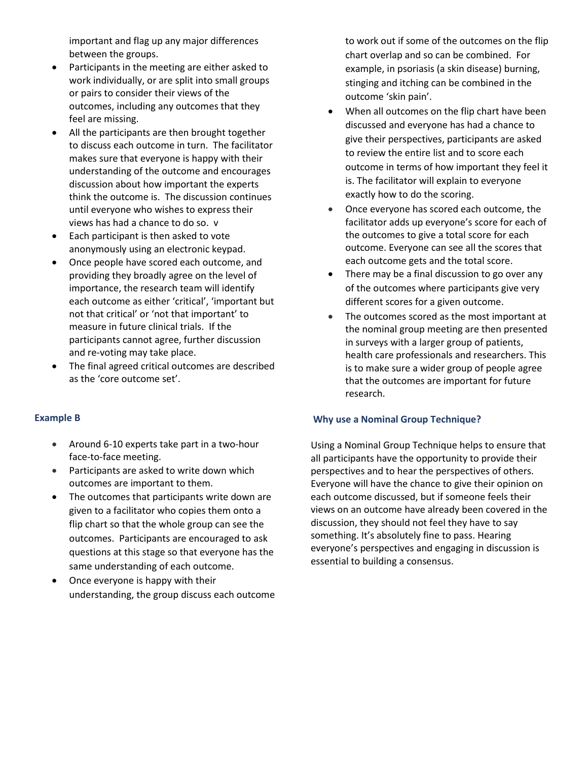important and flag up any major differences between the groups.

- Participants in the meeting are either asked to work individually, or are split into small groups or pairs to consider their views of the outcomes, including any outcomes that they feel are missing.
- All the participants are then brought together to discuss each outcome in turn. The facilitator makes sure that everyone is happy with their understanding of the outcome and encourages discussion about how important the experts think the outcome is. The discussion continues until everyone who wishes to express their views has had a chance to do so. v
- Each participant is then asked to vote anonymously using an electronic keypad.
- Once people have scored each outcome, and providing they broadly agree on the level of importance, the research team will identify each outcome as either 'critical', 'important but not that critical' or 'not that important' to measure in future clinical trials. If the participants cannot agree, further discussion and re-voting may take place.
- The final agreed critical outcomes are described as the 'core outcome set'.

### Example B

- Around 6-10 experts take part in a two-hour face-to-face meeting.
- Participants are asked to write down which outcomes are important to them.
- The outcomes that participants write down are given to a facilitator who copies them onto a flip chart so that the whole group can see the outcomes. Participants are encouraged to ask questions at this stage so that everyone has the same understanding of each outcome.
- Once everyone is happy with their understanding, the group discuss each outcome to work out if some of the outcomes on the flip chart overlap and so can be combined. For example, in psoriasis (a skin disease) burning, stinging and itching can be combined in the outcome 'skin pain'.
- When all outcomes on the flip chart have been discussed and everyone has had a chance to give their perspectives, participants are asked to review the entire list and to score each outcome in terms of how important they feel it is. The facilitator will explain to everyone exactly how to do the scoring.
- Once everyone has scored each outcome, the facilitator adds up everyone's score for each of the outcomes to give a total score for each outcome. Everyone can see all the scores that each outcome gets and the total score.
- There may be a final discussion to go over any of the outcomes where participants give very different scores for a given outcome.
- The outcomes scored as the most important at the nominal group meeting are then presented in surveys with a larger group of patients, health care professionals and researchers. This is to make sure a wider group of people agree that the outcomes are important for future research.

### Why use a Nominal Group Technique?

Using a Nominal Group Technique helps to ensure that all participants have the opportunity to provide their perspectives and to hear the perspectives of others. Everyone will have the chance to give their opinion on each outcome discussed, but if someone feels their views on an outcome have already been covered in the discussion, they should not feel they have to say something. It's absolutely fine to pass. Hearing everyone's perspectives and engaging in discussion is essential to building a consensus.